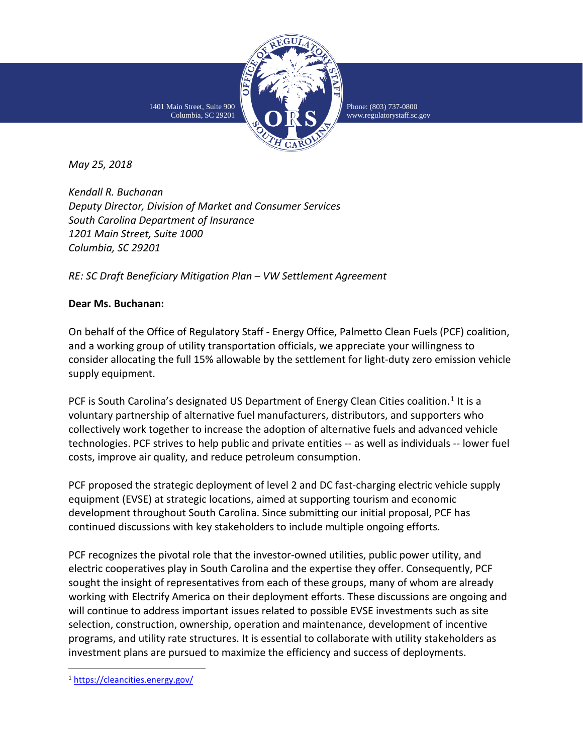1401 Main Street, Suite 900
Columbia, SC 29201

Phone: (803) 737-0800
www.regulatorystaff.sc.gov

*May 25, 2018*

*Kendall R. Buchanan*
*Deputy Director, Division of Market and Consumer Services*
*South Carolina Department of Insurance*
*1201 Main Street, Suite 1000*
*Columbia, SC 29201*

*RE: SC Draft Beneficiary Mitigation Plan – VW Settlement Agreement*

**Dear Ms. Buchanan:**

On behalf of the Office of Regulatory Staff - Energy Office, Palmetto Clean Fuels (PCF) coalition, and a working group of utility transportation officials, we appreciate your willingness to consider allocating the full 15% allowable by the settlement for light-duty zero emission vehicle supply equipment.

PCF is South Carolina's designated US Department of Energy Clean Cities coalition.[1] It is a voluntary partnership of alternative fuel manufacturers, distributors, and supporters who collectively work together to increase the adoption of alternative fuels and advanced vehicle technologies. PCF strives to help public and private entities -- as well as individuals -- lower fuel costs, improve air quality, and reduce petroleum consumption.

PCF proposed the strategic deployment of level 2 and DC fast-charging electric vehicle supply equipment (EVSE) at strategic locations, aimed at supporting tourism and economic development throughout South Carolina. Since submitting our initial proposal, PCF has continued discussions with key stakeholders to include multiple ongoing efforts.

PCF recognizes the pivotal role that the investor-owned utilities, public power utility, and electric cooperatives play in South Carolina and the expertise they offer. Consequently, PCF sought the insight of representatives from each of these groups, many of whom are already working with Electrify America on their deployment efforts. These discussions are ongoing and will continue to address important issues related to possible EVSE investments such as site selection, construction, ownership, operation and maintenance, development of incentive programs, and utility rate structures. It is essential to collaborate with utility stakeholders as investment plans are pursued to maximize the efficiency and success of deployments.

[1] https://cleancities.energy.gov/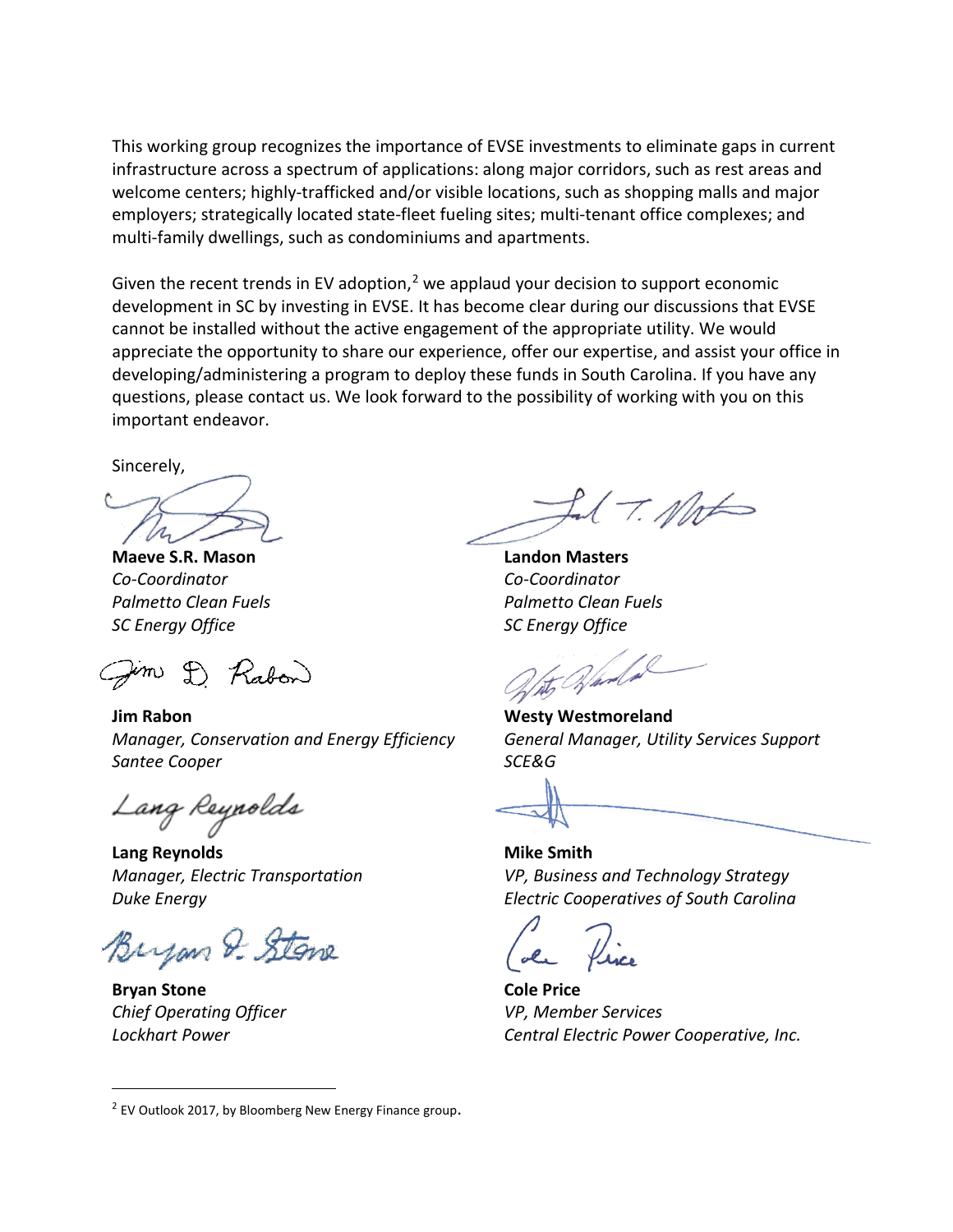This working group recognizes the importance of EVSE investments to eliminate gaps in current infrastructure across a spectrum of applications: along major corridors, such as rest areas and welcome centers; highly-trafficked and/or visible locations, such as shopping malls and major employers; strategically located state-fleet fueling sites; multi-tenant office complexes; and multi-family dwellings, such as condominiums and apartments.

Given the recent trends in EV adoption,[2] we applaud your decision to support economic development in SC by investing in EVSE. It has become clear during our discussions that EVSE cannot be installed without the active engagement of the appropriate utility. We would appreciate the opportunity to share our experience, offer our expertise, and assist your office in developing/administering a program to deploy these funds in South Carolina. If you have any questions, please contact us. We look forward to the possibility of working with you on this important endeavor.

Sincerely,

**Maeve S.R. Mason**
*Co-Coordinator*
*Palmetto Clean Fuels*
*SC Energy Office*

**Landon Masters**
*Co-Coordinator*
*Palmetto Clean Fuels*
*SC Energy Office*

**Jim Rabon**
*Manager, Conservation and Energy Efficiency*
*Santee Cooper*

**Westy Westmoreland**
*General Manager, Utility Services Support*
*SCE&G*

**Lang Reynolds**
*Manager, Electric Transportation*
*Duke Energy*

**Mike Smith**
*VP, Business and Technology Strategy*
*Electric Cooperatives of South Carolina*

**Bryan Stone**
*Chief Operating Officer*
*Lockhart Power*

**Cole Price**
*VP, Member Services*
*Central Electric Power Cooperative, Inc.*

---

[2] EV Outlook 2017, by Bloomberg New Energy Finance group.